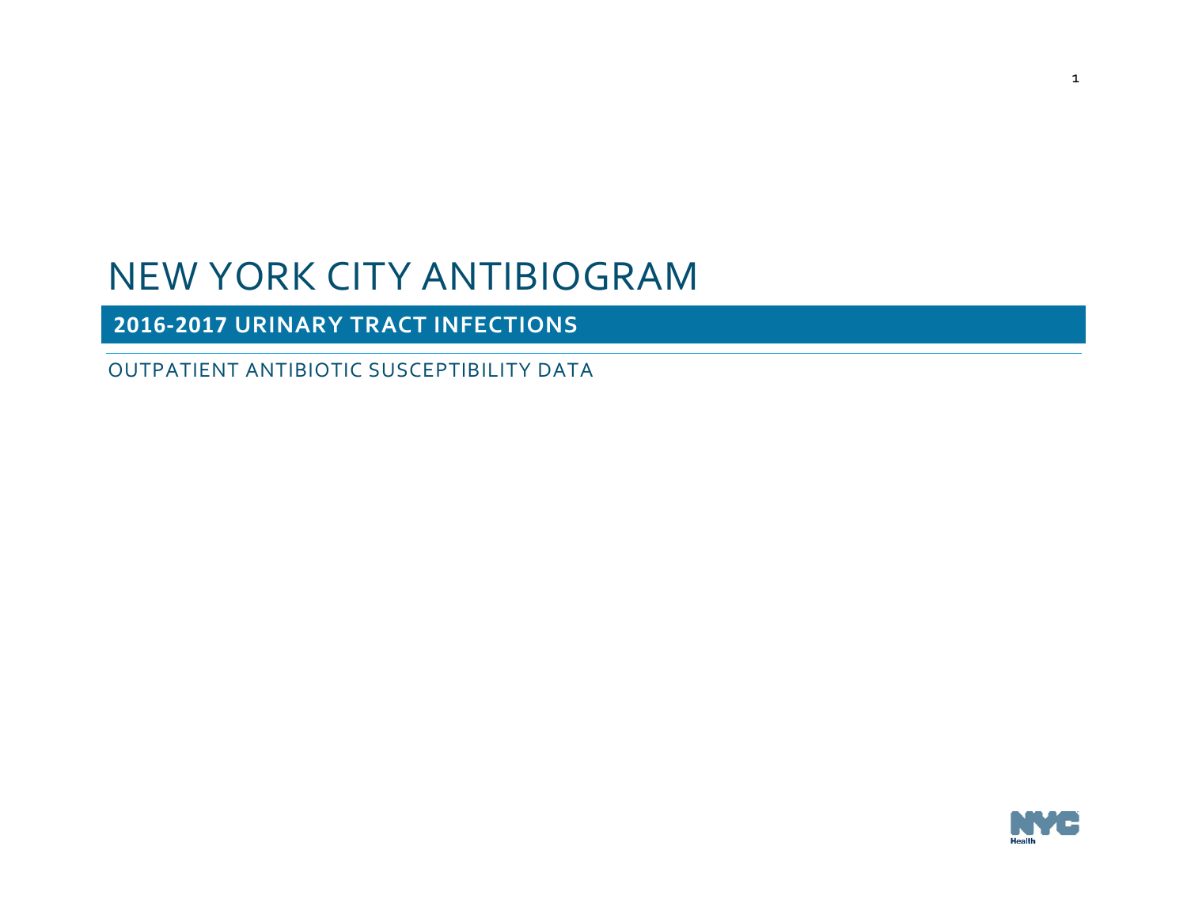# NEW YORK CITY ANTIBIOGRAM

## 2016-2017 URINARY TRACT INFECTIONS

OUTPATIENT ANTIBIOTIC SUSCEPTIBILITY DATA

NYC Health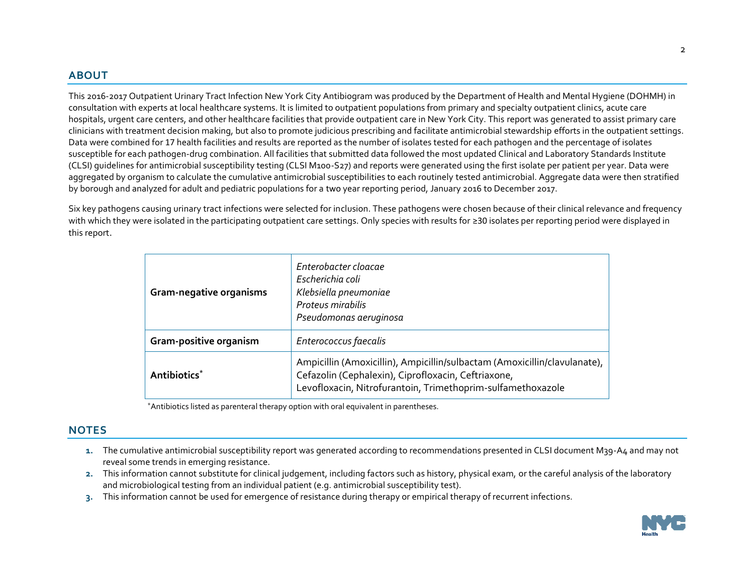## ABOUT

This 2016-2017 Outpatient Urinary Tract Infection New York City Antibiogram was produced by the Department of Health and Mental Hygiene (DOHMH) in consultation with experts at local healthcare systems. It is limited to outpatient populations from primary and specialty outpatient clinics, acute care hospitals, urgent care centers, and other healthcare facilities that provide outpatient care in New York City. This report was generated to assist primary care clinicians with treatment decision making, but also to promote judicious prescribing and facilitate antimicrobial stewardship efforts in the outpatient settings. Data were combined for 17 health facilities and results are reported as the number of isolates tested for each pathogen and the percentage of isolates susceptible for each pathogen-drug combination. All facilities that submitted data followed the most updated Clinical and Laboratory Standards Institute (CLSI) guidelines for antimicrobial susceptibility testing (CLSI M100-S27) and reports were generated using the first isolate per patient per year. Data were aggregated by organism to calculate the cumulative antimicrobial susceptibilities to each routinely tested antimicrobial. Aggregate data were then stratified by borough and analyzed for adult and pediatric populations for a two year reporting period, January 2016 to December 2017.

Six key pathogens causing urinary tract infections were selected for inclusion. These pathogens were chosen because of their clinical relevance and frequency with which they were isolated in the participating outpatient care settings. Only species with results for ≥30 isolates per reporting period were displayed in this report.

| | |
|---|---|
| **Gram-negative organisms** | *Enterobacter cloacae*<br>*Escherichia coli*<br>*Klebsiella pneumoniae*<br>*Proteus mirabilis*<br>*Pseudomonas aeruginosa* |
| **Gram-positive organism** | *Enterococcus faecalis* |
| **Antibiotics*** | Ampicillin (Amoxicillin), Ampicillin/sulbactam (Amoxicillin/clavulanate), Cefazolin (Cephalexin), Ciprofloxacin, Ceftriaxone, Levofloxacin, Nitrofurantoin, Trimethoprim-sulfamethoxazole |

*Antibiotics listed as parenteral therapy option with oral equivalent in parentheses.

## NOTES

1. The cumulative antimicrobial susceptibility report was generated according to recommendations presented in CLSI document M39-A4 and may not reveal some trends in emerging resistance.
2. This information cannot substitute for clinical judgement, including factors such as history, physical exam, or the careful analysis of the laboratory and microbiological testing from an individual patient (e.g. antimicrobial susceptibility test).
3. This information cannot be used for emergence of resistance during therapy or empirical therapy of recurrent infections.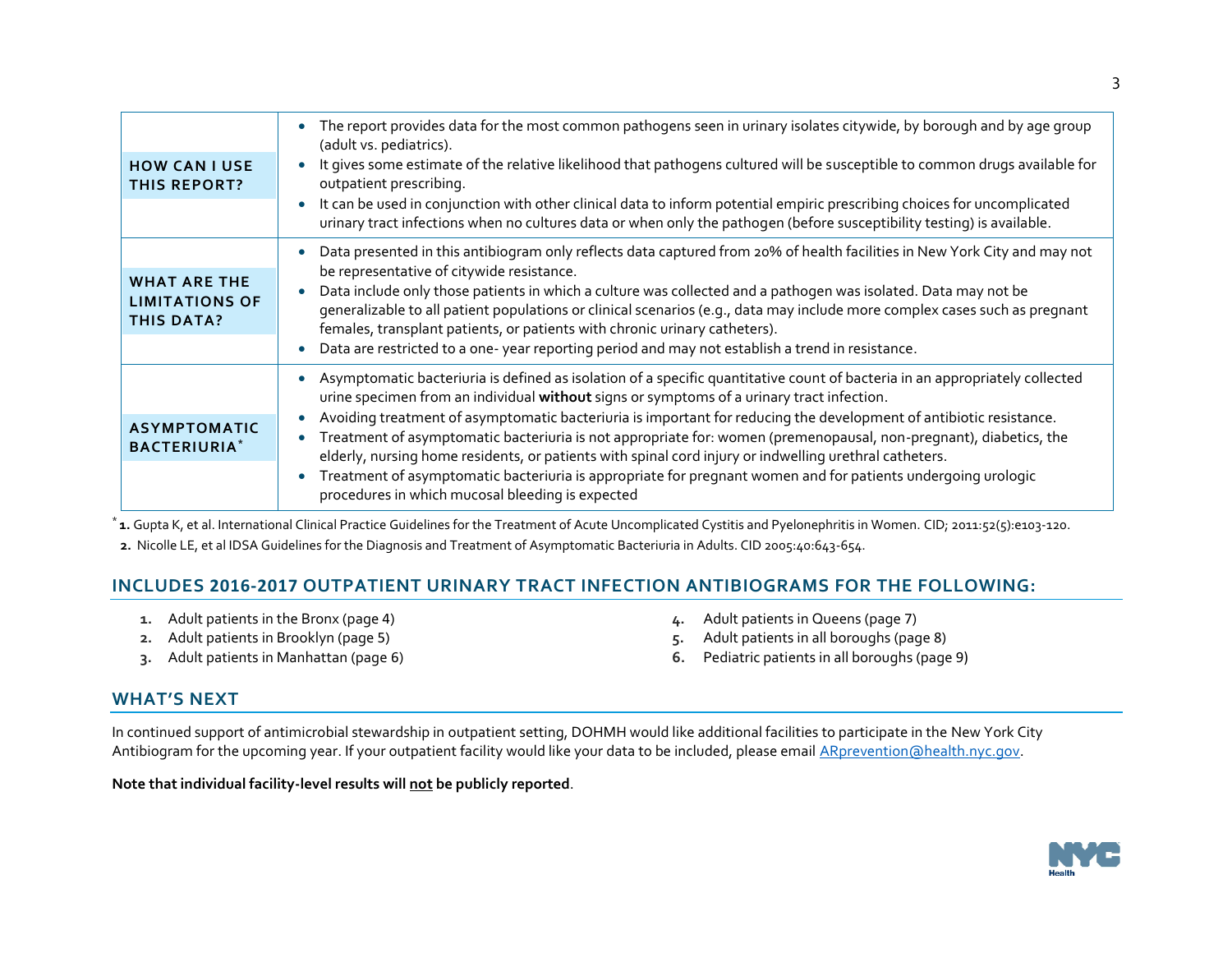| | |
|---|---|
| **HOW CAN I USE THIS REPORT?** | • The report provides data for the most common pathogens seen in urinary isolates citywide, by borough and by age group (adult vs. pediatrics).<br>• It gives some estimate of the relative likelihood that pathogens cultured will be susceptible to common drugs available for outpatient prescribing.<br>• It can be used in conjunction with other clinical data to inform potential empiric prescribing choices for uncomplicated urinary tract infections when no cultures data or when only the pathogen (before susceptibility testing) is available. |
| **WHAT ARE THE LIMITATIONS OF THIS DATA?** | • Data presented in this antibiogram only reflects data captured from 20% of health facilities in New York City and may not be representative of citywide resistance.<br>• Data include only those patients in which a culture was collected and a pathogen was isolated. Data may not be generalizable to all patient populations or clinical scenarios (e.g., data may include more complex cases such as pregnant females, transplant patients, or patients with chronic urinary catheters).<br>• Data are restricted to a one- year reporting period and may not establish a trend in resistance. |
| **ASYMPTOMATIC BACTERIURIA*** | • Asymptomatic bacteriuria is defined as isolation of a specific quantitative count of bacteria in an appropriately collected urine specimen from an individual **without** signs or symptoms of a urinary tract infection.<br>• Avoiding treatment of asymptomatic bacteriuria is important for reducing the development of antibiotic resistance.<br>• Treatment of asymptomatic bacteriuria is not appropriate for: women (premenopausal, non-pregnant), diabetics, the elderly, nursing home residents, or patients with spinal cord injury or indwelling urethral catheters.<br>• Treatment of asymptomatic bacteriuria is appropriate for pregnant women and for patients undergoing urologic procedures in which mucosal bleeding is expected |

\* **1.** Gupta K, et al. International Clinical Practice Guidelines for the Treatment of Acute Uncomplicated Cystitis and Pyelonephritis in Women. CID; 2011:52(5):e103-120.
**2.** Nicolle LE, et al IDSA Guidelines for the Diagnosis and Treatment of Asymptomatic Bacteriuria in Adults. CID 2005:40:643-654.

## INCLUDES 2016-2017 OUTPATIENT URINARY TRACT INFECTION ANTIBIOGRAMS FOR THE FOLLOWING:

1. Adult patients in the Bronx (page 4)
2. Adult patients in Brooklyn (page 5)
3. Adult patients in Manhattan (page 6)
4. Adult patients in Queens (page 7)
5. Adult patients in all boroughs (page 8)
6. Pediatric patients in all boroughs (page 9)

## WHAT'S NEXT

In continued support of antimicrobial stewardship in outpatient setting, DOHMH would like additional facilities to participate in the New York City Antibiogram for the upcoming year. If your outpatient facility would like your data to be included, please email ARprevention@health.nyc.gov.

**Note that individual facility-level results will not be publicly reported**.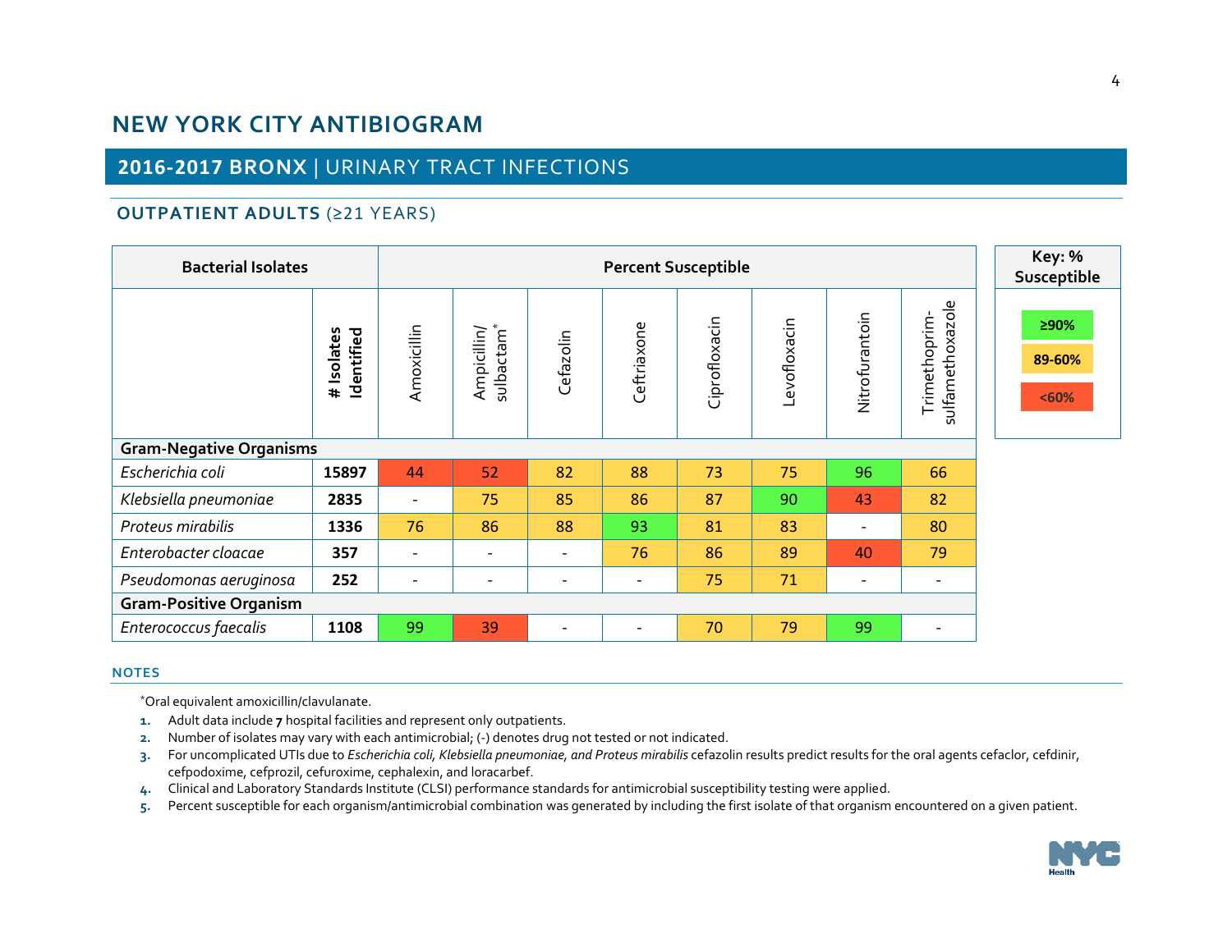# NEW YORK CITY ANTIBIOGRAM

## 2016-2017 BRONX | URINARY TRACT INFECTIONS

### OUTPATIENT ADULTS (≥21 YEARS)

| Bacterial Isolates | | Percent Susceptible | | | | | | | |
|---|---|---|---|---|---|---|---|---|---|
| | # Isolates Identified | Amoxicillin | Ampicillin/ sulbactam* | Cefazolin | Ceftriaxone | Ciprofloxacin | Levofloxacin | Nitrofurantoin | Trimethoprim-sulfamethoxazole |
| **Gram-Negative Organisms** | | | | | | | | | |
| *Escherichia coli* | **15897** | 44 | 52 | 82 | 88 | 73 | 75 | 96 | 66 |
| *Klebsiella pneumoniae* | **2835** | - | 75 | 85 | 86 | 87 | 90 | 43 | 82 |
| *Proteus mirabilis* | **1336** | 76 | 86 | 88 | 93 | 81 | 83 | - | 80 |
| *Enterobacter cloacae* | **357** | - | - | - | 76 | 86 | 89 | 40 | 79 |
| *Pseudomonas aeruginosa* | **252** | - | - | - | - | 75 | 71 | - | - |
| **Gram-Positive Organism** | | | | | | | | | |
| *Enterococcus faecalis* | **1108** | 99 | 39 | - | - | 70 | 79 | 99 | - |

| Key: % Susceptible |
|---|
| ≥90% |
| 89-60% |
| <60% |

**NOTES**

*Oral equivalent amoxicillin/clavulanate.

1. Adult data include **7** hospital facilities and represent only outpatients.
2. Number of isolates may vary with each antimicrobial; (-) denotes drug not tested or not indicated.
3. For uncomplicated UTIs due to *Escherichia coli, Klebsiella pneumoniae, and Proteus mirabilis* cefazolin results predict results for the oral agents cefaclor, cefdinir, cefpodoxime, cefprozil, cefuroxime, cephalexin, and loracarbef.
4. Clinical and Laboratory Standards Institute (CLSI) performance standards for antimicrobial susceptibility testing were applied.
5. Percent susceptible for each organism/antimicrobial combination was generated by including the first isolate of that organism encountered on a given patient.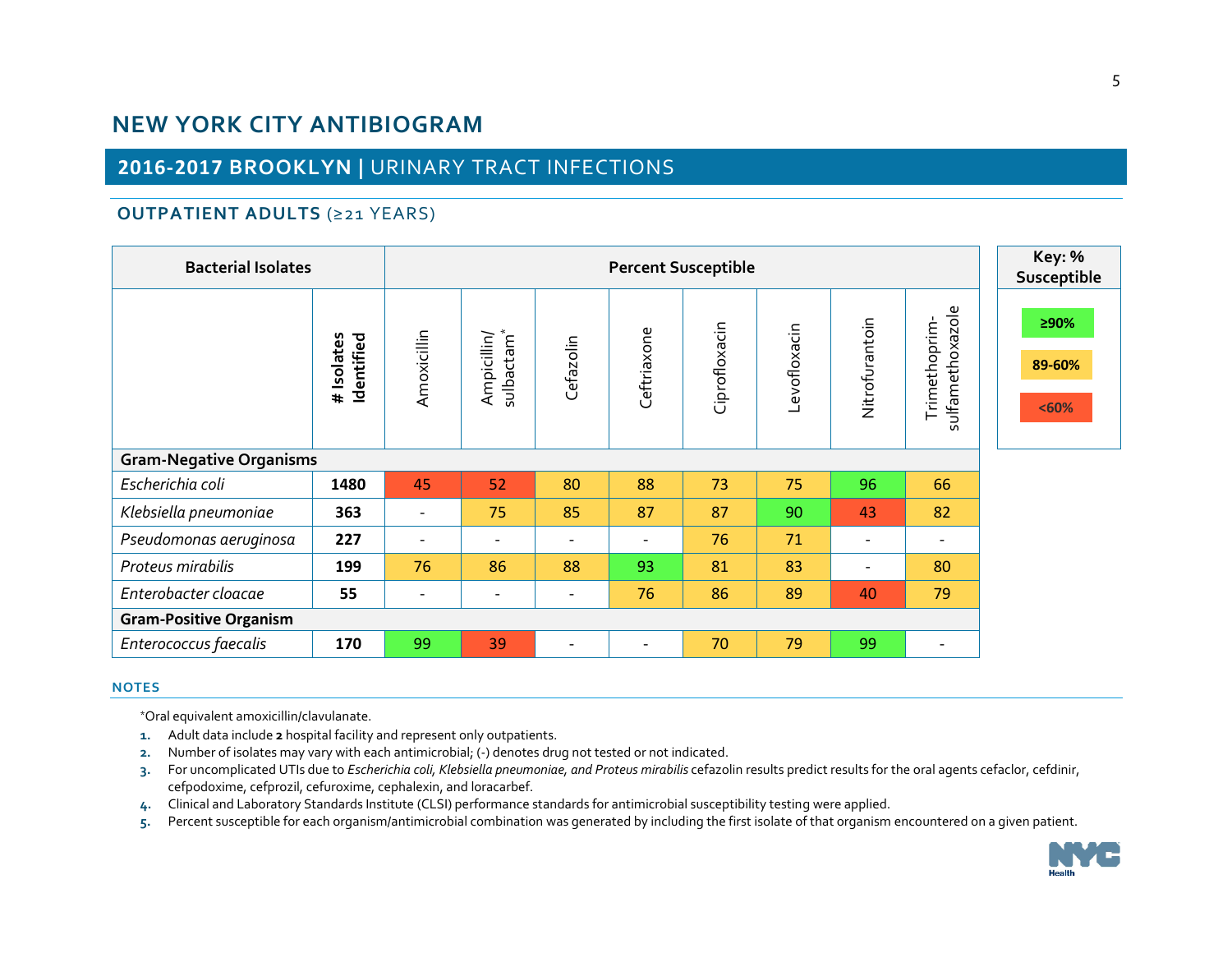# NEW YORK CITY ANTIBIOGRAM

## 2016-2017 BROOKLYN | URINARY TRACT INFECTIONS

### OUTPATIENT ADULTS (≥21 YEARS)

| Bacterial Isolates | | Percent Susceptible | | | | | | | |
|---|---|---|---|---|---|---|---|---|---|
| | # Isolates Identified | Amoxicillin | Ampicillin/ sulbactam* | Cefazolin | Ceftriaxone | Ciprofloxacin | Levofloxacin | Nitrofurantoin | Trimethoprim-sulfamethoxazole |
| **Gram-Negative Organisms** | | | | | | | | | |
| *Escherichia coli* | **1480** | 45 | 52 | 80 | 88 | 73 | 75 | 96 | 66 |
| *Klebsiella pneumoniae* | **363** | - | 75 | 85 | 87 | 87 | 90 | 43 | 82 |
| *Pseudomonas aeruginosa* | **227** | - | - | - | - | 76 | 71 | - | - |
| *Proteus mirabilis* | **199** | 76 | 86 | 88 | 93 | 81 | 83 | - | 80 |
| *Enterobacter cloacae* | **55** | - | - | - | 76 | 86 | 89 | 40 | 79 |
| **Gram-Positive Organism** | | | | | | | | | |
| *Enterococcus faecalis* | **170** | 99 | 39 | - | - | 70 | 79 | 99 | - |

| Key: % Susceptible |
|---|
| ≥90% |
| 89-60% |
| <60% |

#### NOTES

*Oral equivalent amoxicillin/clavulanate.

1. Adult data include **2** hospital facility and represent only outpatients.
2. Number of isolates may vary with each antimicrobial; (-) denotes drug not tested or not indicated.
3. For uncomplicated UTIs due to *Escherichia coli, Klebsiella pneumoniae, and Proteus mirabilis* cefazolin results predict results for the oral agents cefaclor, cefdinir, cefpodoxime, cefprozil, cefuroxime, cephalexin, and loracarbef.
4. Clinical and Laboratory Standards Institute (CLSI) performance standards for antimicrobial susceptibility testing were applied.
5. Percent susceptible for each organism/antimicrobial combination was generated by including the first isolate of that organism encountered on a given patient.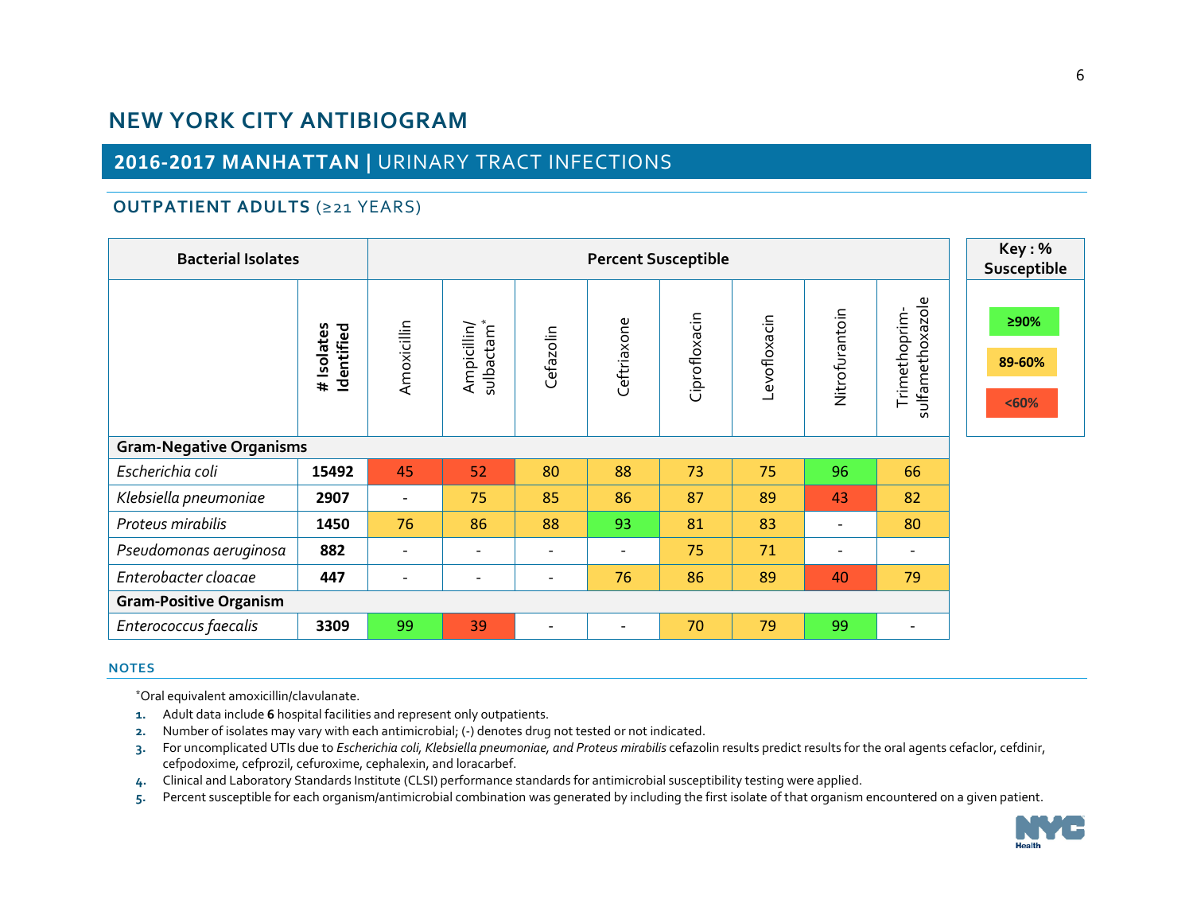# NEW YORK CITY ANTIBIOGRAM

## 2016-2017 MANHATTAN | URINARY TRACT INFECTIONS

### OUTPATIENT ADULTS (≥21 YEARS)

| Bacterial Isolates | # Isolates Identified | Amoxicillin | Ampicillin/ sulbactam* | Cefazolin | Ceftriaxone | Ciprofloxacin | Levofloxacin | Nitrofurantoin | Trimethoprim-sulfamethoxazole |
|---|---|---|---|---|---|---|---|---|---|
| **Gram-Negative Organisms** | | | | | | | | | |
| *Escherichia coli* | **15492** | 45 | 52 | 80 | 88 | 73 | 75 | 96 | 66 |
| *Klebsiella pneumoniae* | **2907** | - | 75 | 85 | 86 | 87 | 89 | 43 | 82 |
| *Proteus mirabilis* | **1450** | 76 | 86 | 88 | 93 | 81 | 83 | - | 80 |
| *Pseudomonas aeruginosa* | **882** | - | - | - | - | 75 | 71 | - | - |
| *Enterobacter cloacae* | **447** | - | - | - | 76 | 86 | 89 | 40 | 79 |
| **Gram-Positive Organism** | | | | | | | | | |
| *Enterococcus faecalis* | **3309** | 99 | 39 | - | - | 70 | 79 | 99 | - |

| Key : % Susceptible |
|---|
| ≥90% |
| 89-60% |
| <60% |

#### NOTES

*Oral equivalent amoxicillin/clavulanate.

1. Adult data include **6** hospital facilities and represent only outpatients.
2. Number of isolates may vary with each antimicrobial; (-) denotes drug not tested or not indicated.
3. For uncomplicated UTIs due to *Escherichia coli, Klebsiella pneumoniae, and Proteus mirabilis* cefazolin results predict results for the oral agents cefaclor, cefdinir, cefpodoxime, cefprozil, cefuroxime, cephalexin, and loracarbef.
4. Clinical and Laboratory Standards Institute (CLSI) performance standards for antimicrobial susceptibility testing were applied.
5. Percent susceptible for each organism/antimicrobial combination was generated by including the first isolate of that organism encountered on a given patient.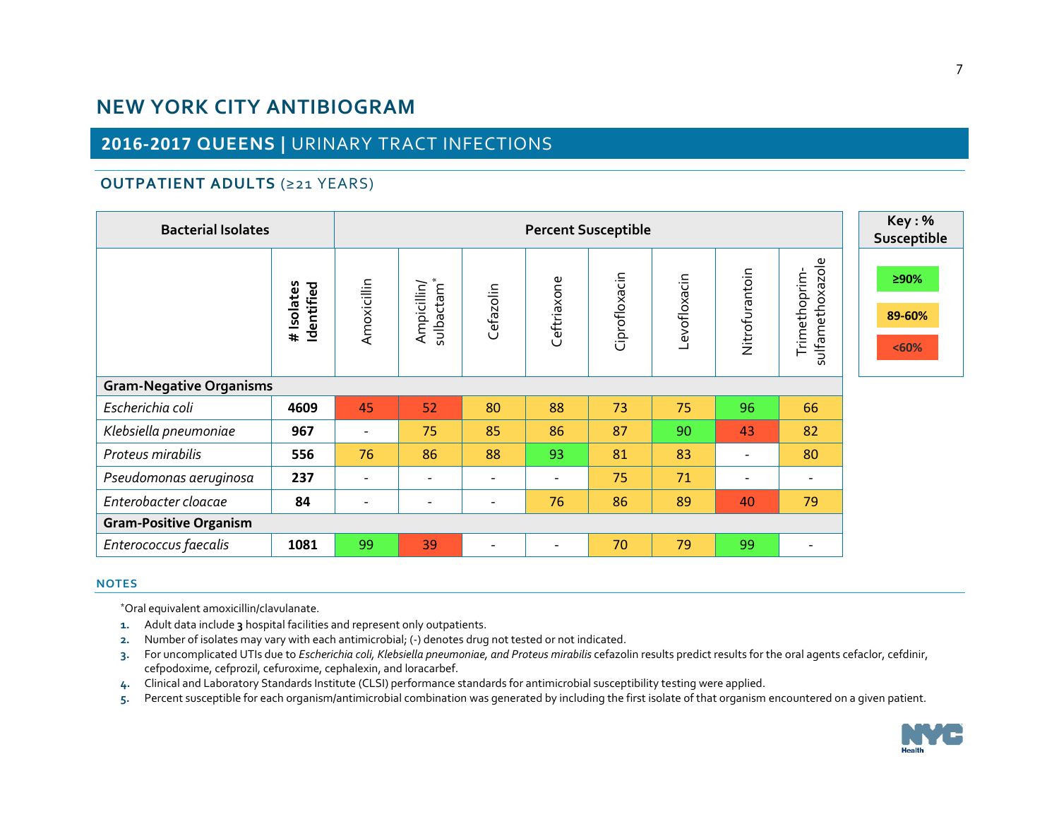# NEW YORK CITY ANTIBIOGRAM

## 2016-2017 QUEENS | URINARY TRACT INFECTIONS

### OUTPATIENT ADULTS (≥21 YEARS)

| Bacterial Isolates | | Percent Susceptible | | | | | | | |
|---|---|---|---|---|---|---|---|---|---|
| | # Isolates Identified | Amoxicillin | Ampicillin/ sulbactam* | Cefazolin | Ceftriaxone | Ciprofloxacin | Levofloxacin | Nitrofurantoin | Trimethoprim-sulfamethoxazole |
| **Gram-Negative Organisms** | | | | | | | | | |
| *Escherichia coli* | **4609** | 45 | 52 | 80 | 88 | 73 | 75 | 96 | 66 |
| *Klebsiella pneumoniae* | **967** | - | 75 | 85 | 86 | 87 | 90 | 43 | 82 |
| *Proteus mirabilis* | **556** | 76 | 86 | 88 | 93 | 81 | 83 | - | 80 |
| *Pseudomonas aeruginosa* | **237** | - | - | - | - | 75 | 71 | - | - |
| *Enterobacter cloacae* | **84** | - | - | - | 76 | 86 | 89 | 40 | 79 |
| **Gram-Positive Organism** | | | | | | | | | |
| *Enterococcus faecalis* | **1081** | 99 | 39 | - | - | 70 | 79 | 99 | - |

| Key : % Susceptible |
|---|
| ≥90% |
| 89-60% |
| <60% |

#### NOTES

*Oral equivalent amoxicillin/clavulanate.

1. Adult data include **3** hospital facilities and represent only outpatients.
2. Number of isolates may vary with each antimicrobial; (-) denotes drug not tested or not indicated.
3. For uncomplicated UTIs due to *Escherichia coli, Klebsiella pneumoniae, and Proteus mirabilis* cefazolin results predict results for the oral agents cefaclor, cefdinir, cefpodoxime, cefprozil, cefuroxime, cephalexin, and loracarbef.
4. Clinical and Laboratory Standards Institute (CLSI) performance standards for antimicrobial susceptibility testing were applied.
5. Percent susceptible for each organism/antimicrobial combination was generated by including the first isolate of that organism encountered on a given patient.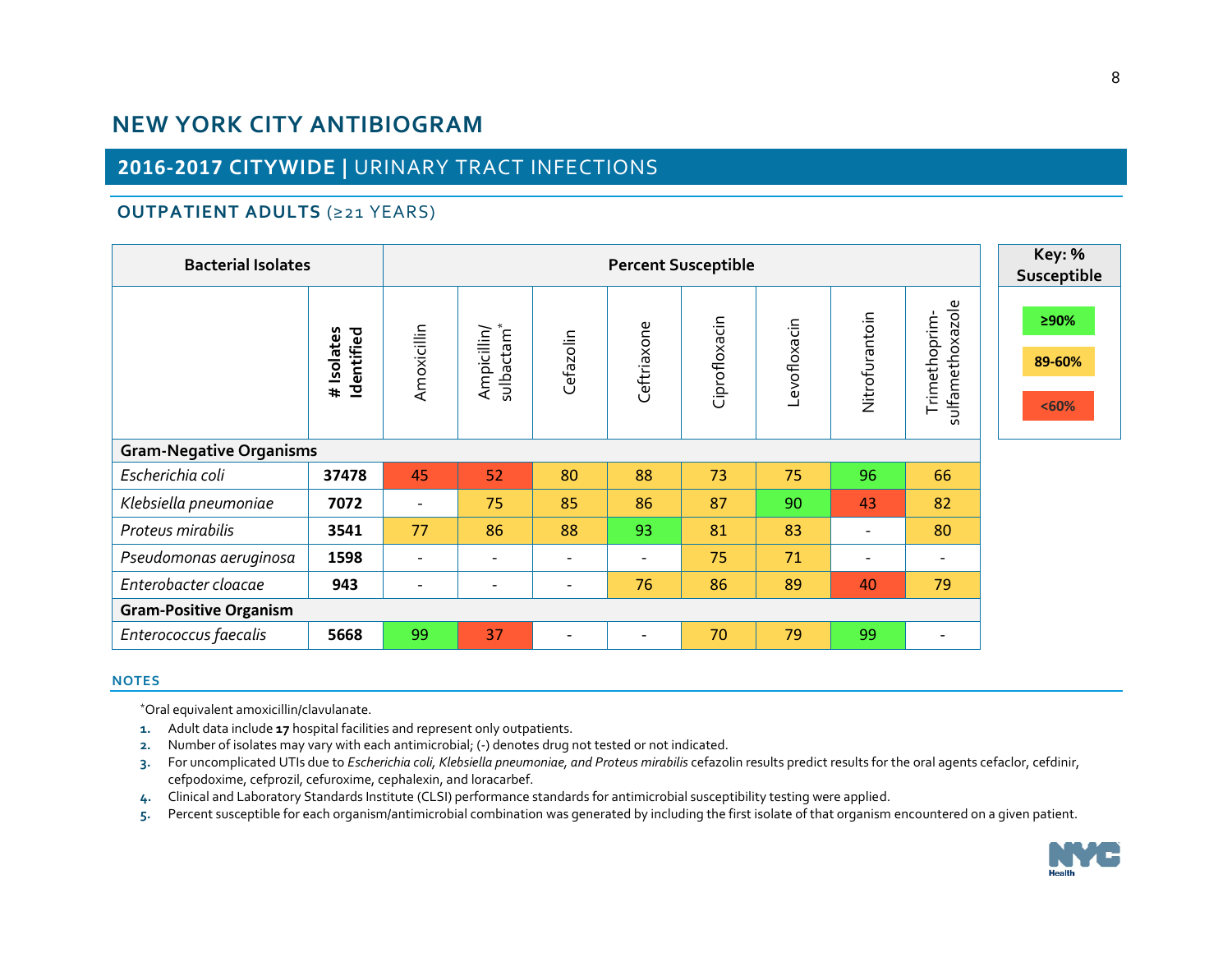# NEW YORK CITY ANTIBIOGRAM

## 2016-2017 CITYWIDE | URINARY TRACT INFECTIONS

### OUTPATIENT ADULTS (≥21 YEARS)

| Bacterial Isolates | # Isolates Identified | Amoxicillin | Ampicillin/ sulbactam* | Cefazolin | Ceftriaxone | Ciprofloxacin | Levofloxacin | Nitrofurantoin | Trimethoprim-sulfamethoxazole |
|---|---|---|---|---|---|---|---|---|---|
| | | Percent Susceptible | | | | | | | |
| **Gram-Negative Organisms** | | | | | | | | | |
| *Escherichia coli* | **37478** | 45 | 52 | 80 | 88 | 73 | 75 | 96 | 66 |
| *Klebsiella pneumoniae* | **7072** | - | 75 | 85 | 86 | 87 | 90 | 43 | 82 |
| *Proteus mirabilis* | **3541** | 77 | 86 | 88 | 93 | 81 | 83 | - | 80 |
| *Pseudomonas aeruginosa* | **1598** | - | - | - | - | 75 | 71 | - | - |
| *Enterobacter cloacae* | **943** | - | - | - | 76 | 86 | 89 | 40 | 79 |
| **Gram-Positive Organism** | | | | | | | | | |
| *Enterococcus faecalis* | **5668** | 99 | 37 | - | - | 70 | 79 | 99 | - |

| Key: % Susceptible |
|---|
| ≥90% |
| 89-60% |
| <60% |

### NOTES

*Oral equivalent amoxicillin/clavulanate.

1. Adult data include **17** hospital facilities and represent only outpatients.
2. Number of isolates may vary with each antimicrobial; (-) denotes drug not tested or not indicated.
3. For uncomplicated UTIs due to *Escherichia coli, Klebsiella pneumoniae, and Proteus mirabilis* cefazolin results predict results for the oral agents cefaclor, cefdinir, cefpodoxime, cefprozil, cefuroxime, cephalexin, and loracarbef.
4. Clinical and Laboratory Standards Institute (CLSI) performance standards for antimicrobial susceptibility testing were applied.
5. Percent susceptible for each organism/antimicrobial combination was generated by including the first isolate of that organism encountered on a given patient.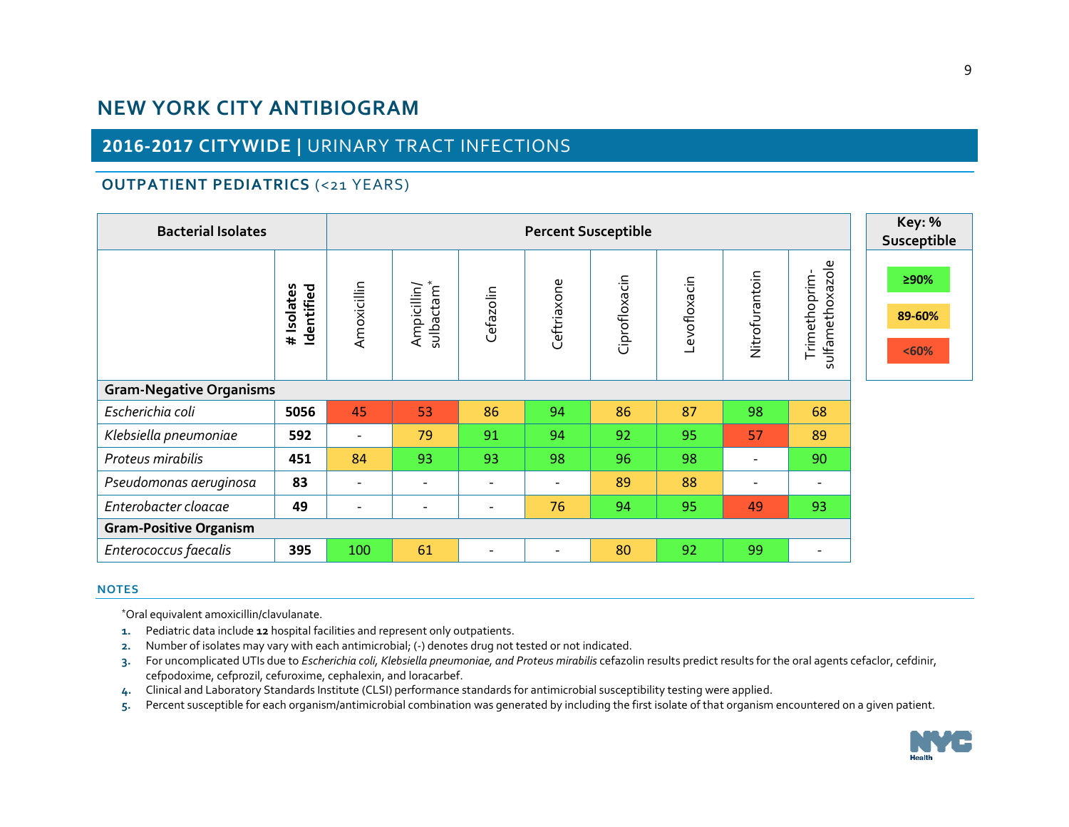# NEW YORK CITY ANTIBIOGRAM

## 2016-2017 CITYWIDE | URINARY TRACT INFECTIONS

### OUTPATIENT PEDIATRICS (<21 YEARS)

| Bacterial Isolates | | Percent Susceptible | | | | | | | |
|---|---|---|---|---|---|---|---|---|---|
| | # Isolates Identified | Amoxicillin | Ampicillin/ sulbactam* | Cefazolin | Ceftriaxone | Ciprofloxacin | Levofloxacin | Nitrofurantoin | Trimethoprim-sulfamethoxazole |
| **Gram-Negative Organisms** | | | | | | | | | |
| *Escherichia coli* | **5056** | 45 | 53 | 86 | 94 | 86 | 87 | 98 | 68 |
| *Klebsiella pneumoniae* | **592** | - | 79 | 91 | 94 | 92 | 95 | 57 | 89 |
| *Proteus mirabilis* | **451** | 84 | 93 | 93 | 98 | 96 | 98 | - | 90 |
| *Pseudomonas aeruginosa* | **83** | - | - | - | - | 89 | 88 | - | - |
| *Enterobacter cloacae* | **49** | - | - | - | 76 | 94 | 95 | 49 | 93 |
| **Gram-Positive Organism** | | | | | | | | | |
| *Enterococcus faecalis* | **395** | 100 | 61 | - | - | 80 | 92 | 99 | - |

| Key: % Susceptible |
|---|
| ≥90% |
| 89-60% |
| <60% |

#### NOTES

*Oral equivalent amoxicillin/clavulanate.

1. Pediatric data include **12** hospital facilities and represent only outpatients.
2. Number of isolates may vary with each antimicrobial; (-) denotes drug not tested or not indicated.
3. For uncomplicated UTIs due to *Escherichia coli, Klebsiella pneumoniae, and Proteus mirabilis* cefazolin results predict results for the oral agents cefaclor, cefdinir, cefpodoxime, cefprozil, cefuroxime, cephalexin, and loracarbef.
4. Clinical and Laboratory Standards Institute (CLSI) performance standards for antimicrobial susceptibility testing were applied.
5. Percent susceptible for each organism/antimicrobial combination was generated by including the first isolate of that organism encountered on a given patient.

NYC Health